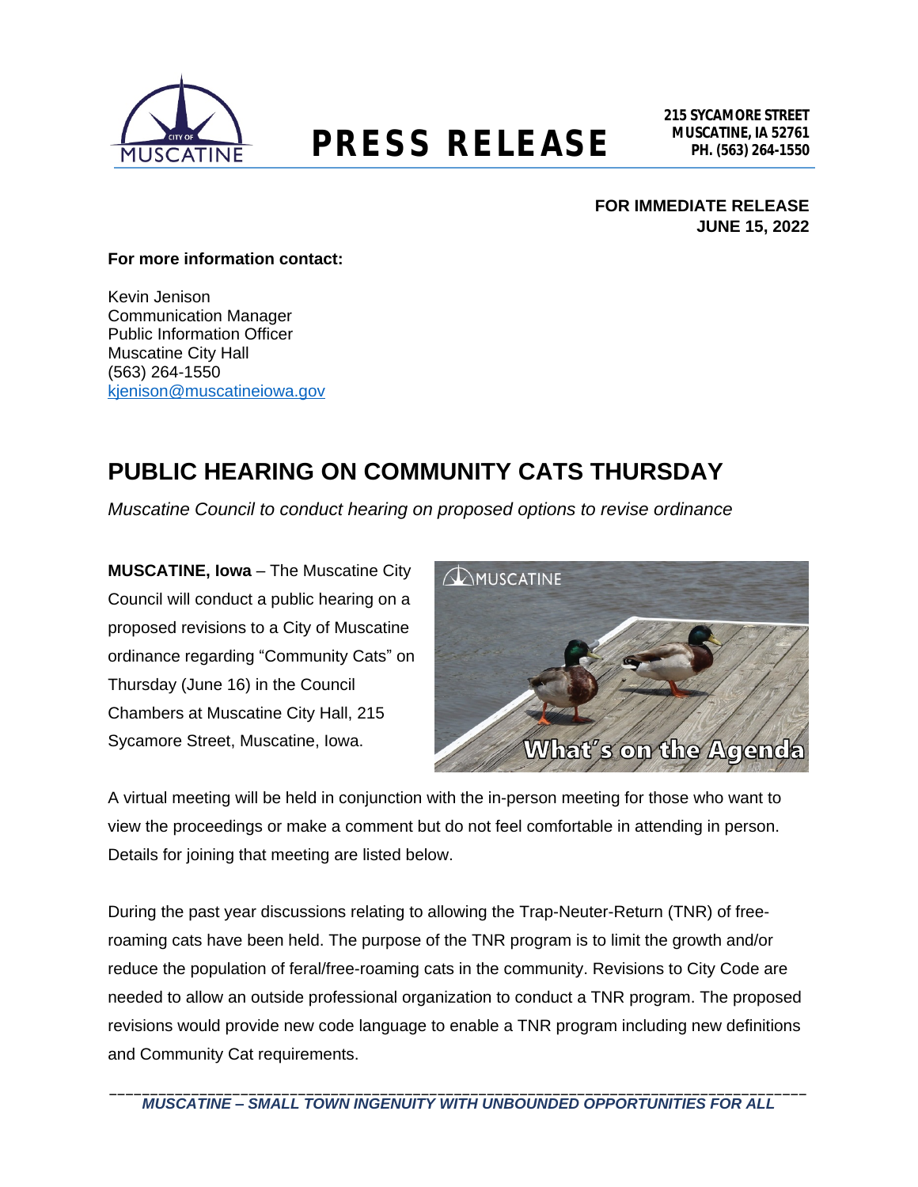**PRESS RELEASE**

**215 SYCAMORE STREET**
**MUSCATINE, IA 52761**
**PH. (563) 264-1550**

**FOR IMMEDIATE RELEASE**
**JUNE 15, 2022**

**For more information contact:**

Kevin Jenison
Communication Manager
Public Information Officer
Muscatine City Hall
(563) 264-1550
kjenison@muscatineiowa.gov

# PUBLIC HEARING ON COMMUNITY CATS THURSDAY

*Muscatine Council to conduct hearing on proposed options to revise ordinance*

**MUSCATINE, Iowa** – The Muscatine City Council will conduct a public hearing on a proposed revisions to a City of Muscatine ordinance regarding "Community Cats" on Thursday (June 16) in the Council Chambers at Muscatine City Hall, 215 Sycamore Street, Muscatine, Iowa.

A virtual meeting will be held in conjunction with the in-person meeting for those who want to view the proceedings or make a comment but do not feel comfortable in attending in person. Details for joining that meeting are listed below.

During the past year discussions relating to allowing the Trap-Neuter-Return (TNR) of free-roaming cats have been held. The purpose of the TNR program is to limit the growth and/or reduce the population of feral/free-roaming cats in the community. Revisions to City Code are needed to allow an outside professional organization to conduct a TNR program. The proposed revisions would provide new code language to enable a TNR program including new definitions and Community Cat requirements.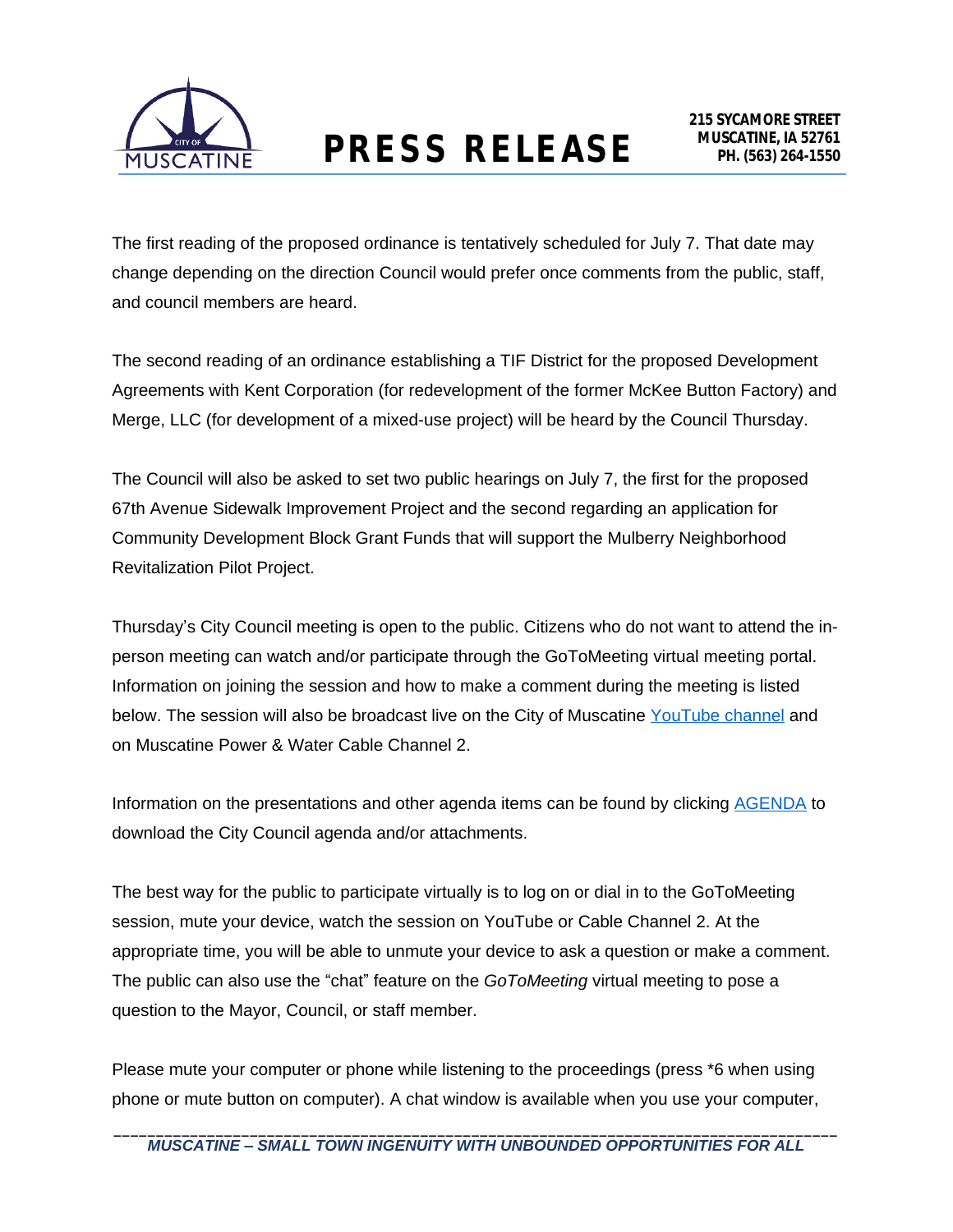The first reading of the proposed ordinance is tentatively scheduled for July 7. That date may change depending on the direction Council would prefer once comments from the public, staff, and council members are heard.

The second reading of an ordinance establishing a TIF District for the proposed Development Agreements with Kent Corporation (for redevelopment of the former McKee Button Factory) and Merge, LLC (for development of a mixed-use project) will be heard by the Council Thursday.

The Council will also be asked to set two public hearings on July 7, the first for the proposed 67th Avenue Sidewalk Improvement Project and the second regarding an application for Community Development Block Grant Funds that will support the Mulberry Neighborhood Revitalization Pilot Project.

Thursday's City Council meeting is open to the public. Citizens who do not want to attend the in-person meeting can watch and/or participate through the GoToMeeting virtual meeting portal. Information on joining the session and how to make a comment during the meeting is listed below. The session will also be broadcast live on the City of Muscatine YouTube channel and on Muscatine Power & Water Cable Channel 2.

Information on the presentations and other agenda items can be found by clicking AGENDA to download the City Council agenda and/or attachments.

The best way for the public to participate virtually is to log on or dial in to the GoToMeeting session, mute your device, watch the session on YouTube or Cable Channel 2. At the appropriate time, you will be able to unmute your device to ask a question or make a comment. The public can also use the "chat" feature on the *GoToMeeting* virtual meeting to pose a question to the Mayor, Council, or staff member.

Please mute your computer or phone while listening to the proceedings (press *6 when using phone or mute button on computer). A chat window is available when you use your computer,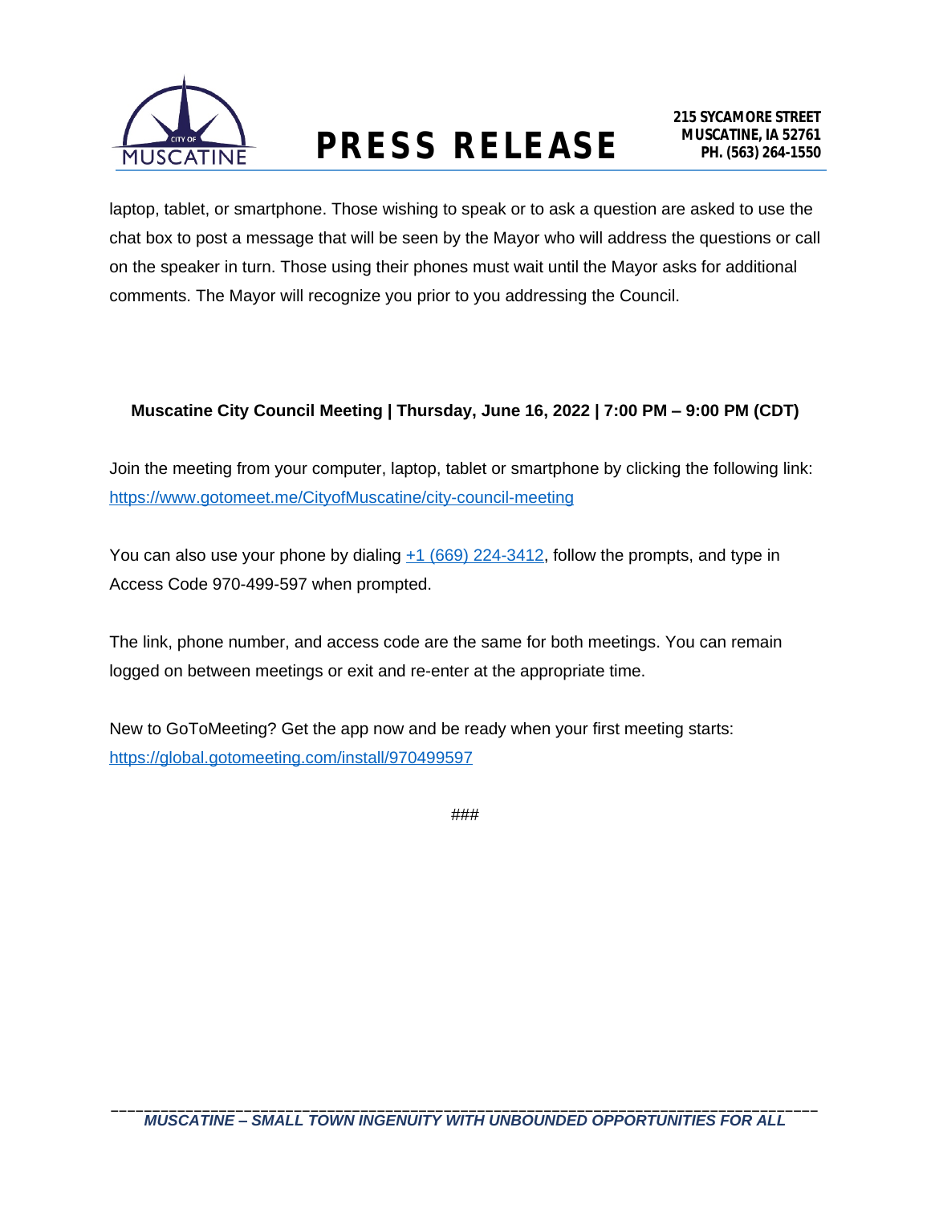laptop, tablet, or smartphone. Those wishing to speak or to ask a question are asked to use the chat box to post a message that will be seen by the Mayor who will address the questions or call on the speaker in turn. Those using their phones must wait until the Mayor asks for additional comments. The Mayor will recognize you prior to you addressing the Council.

**Muscatine City Council Meeting | Thursday, June 16, 2022 | 7:00 PM – 9:00 PM (CDT)**

Join the meeting from your computer, laptop, tablet or smartphone by clicking the following link: https://www.gotomeet.me/CityofMuscatine/city-council-meeting

You can also use your phone by dialing +1 (669) 224-3412, follow the prompts, and type in Access Code 970-499-597 when prompted.

The link, phone number, and access code are the same for both meetings. You can remain logged on between meetings or exit and re-enter at the appropriate time.

New to GoToMeeting? Get the app now and be ready when your first meeting starts: https://global.gotomeeting.com/install/970499597

###